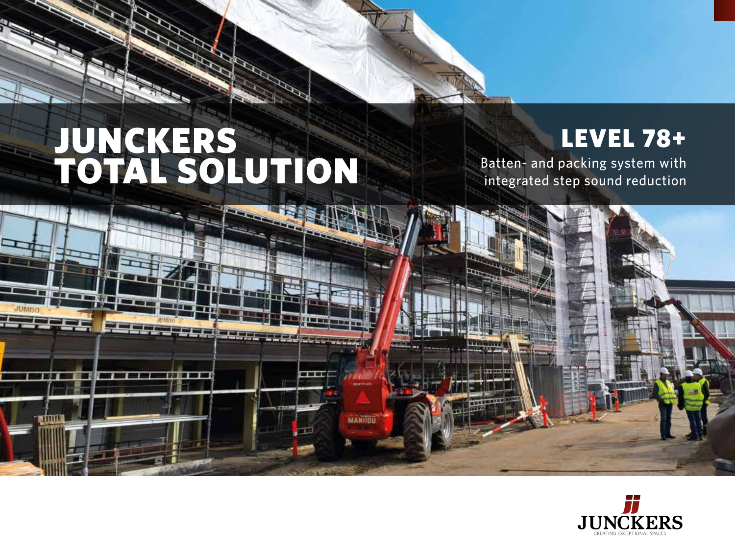# JUNCKERS TOTAL SOLUTION

## LEVEL 78+

Batten- and packing system with integrated step sound reduction

JUNCKERS

CREATING EXCEPTIONAL SPACES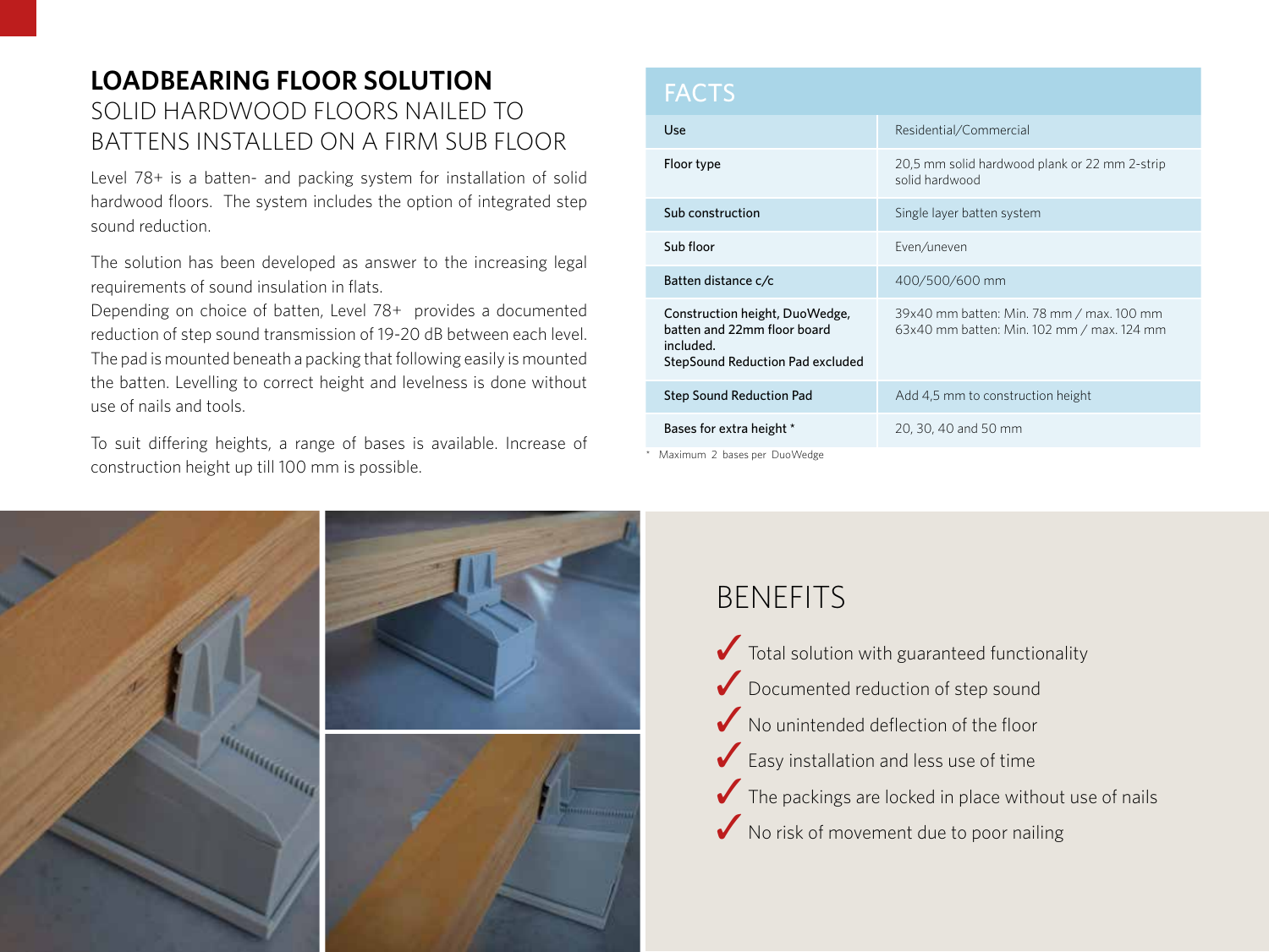# LOADBEARING FLOOR SOLUTION

## SOLID HARDWOOD FLOORS NAILED TO BATTENS INSTALLED ON A FIRM SUB FLOOR

Level 78+ is a batten- and packing system for installation of solid hardwood floors. The system includes the option of integrated step sound reduction.

The solution has been developed as answer to the increasing legal requirements of sound insulation in flats.
Depending on choice of batten, Level 78+ provides a documented reduction of step sound transmission of 19-20 dB between each level. The pad is mounted beneath a packing that following easily is mounted the batten. Levelling to correct height and levelness is done without use of nails and tools.

To suit differing heights, a range of bases is available. Increase of construction height up till 100 mm is possible.

## FACTS

| | |
|---|---|
| Use | Residential/Commercial |
| Floor type | 20,5 mm solid hardwood plank or 22 mm 2-strip solid hardwood |
| Sub construction | Single layer batten system |
| Sub floor | Even/uneven |
| Batten distance c/c | 400/500/600 mm |
| Construction height, DuoWedge, batten and 22mm floor board included. StepSound Reduction Pad excluded | 39x40 mm batten: Min. 78 mm / max. 100 mm<br>63x40 mm batten: Min. 102 mm / max. 124 mm |
| Step Sound Reduction Pad | Add 4,5 mm to construction height |
| Bases for extra height * | 20, 30, 40 and 50 mm |

* Maximum 2 bases per DuoWedge

## BENEFITS

- ✓ Total solution with guaranteed functionality
- ✓ Documented reduction of step sound
- ✓ No unintended deflection of the floor
- ✓ Easy installation and less use of time
- ✓ The packings are locked in place without use of nails
- ✓ No risk of movement due to poor nailing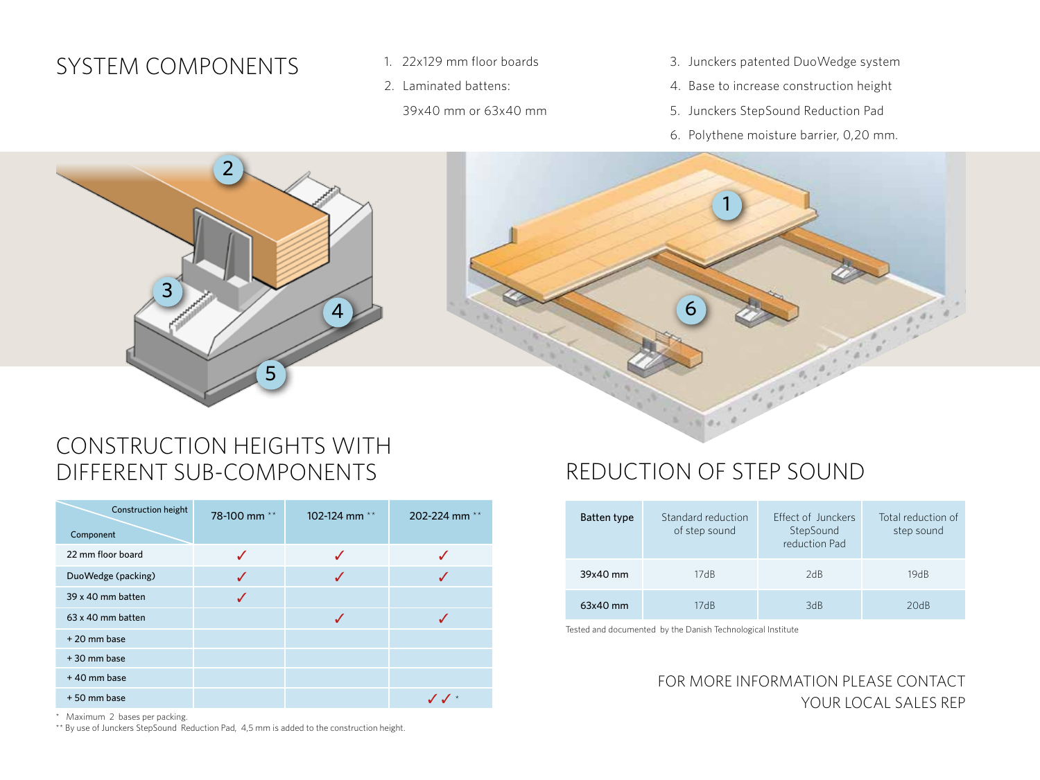## SYSTEM COMPONENTS

1. 22x129 mm floor boards
2. Laminated battens:
   39x40 mm or 63x40 mm
3. Junckers patented DuoWedge system
4. Base to increase construction height
5. Junckers StepSound Reduction Pad
6. Polythene moisture barrier, 0,20 mm.

## CONSTRUCTION HEIGHTS WITH DIFFERENT SUB-COMPONENTS

| Component / Construction height | 78-100 mm ** | 102-124 mm ** | 202-224 mm ** |
|---|---|---|---|
| 22 mm floor board | ✓ | ✓ | ✓ |
| DuoWedge (packing) | ✓ | ✓ | ✓ |
| 39 x 40 mm batten | ✓ | | |
| 63 x 40 mm batten | | ✓ | ✓ |
| + 20 mm base | | | |
| + 30 mm base | | | |
| + 40 mm base | | | |
| + 50 mm base | | | ✓✓ * |

\* Maximum 2 bases per packing.
** By use of Junckers StepSound Reduction Pad, 4,5 mm is added to the construction height.

## REDUCTION OF STEP SOUND

| Batten type | Standard reduction of step sound | Effect of Junckers StepSound reduction Pad | Total reduction of step sound |
|---|---|---|---|
| 39x40 mm | 17dB | 2dB | 19dB |
| 63x40 mm | 17dB | 3dB | 20dB |

Tested and documented by the Danish Technological Institute

FOR MORE INFORMATION PLEASE CONTACT YOUR LOCAL SALES REP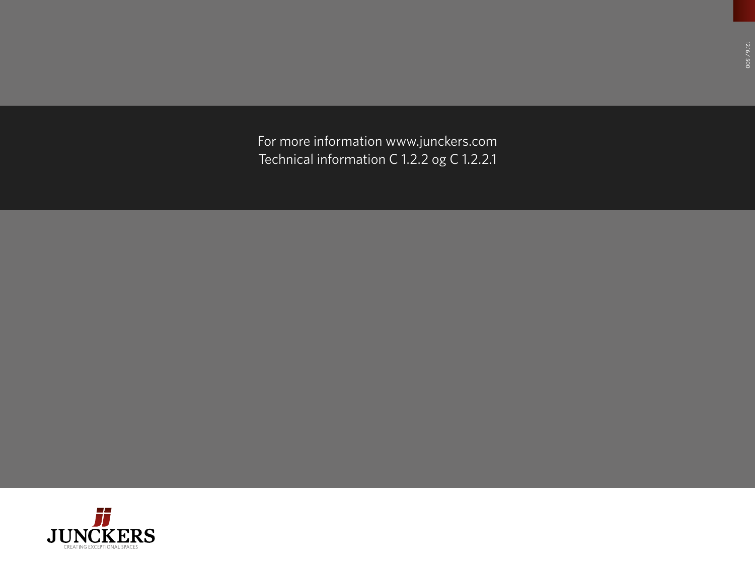For more information www.junckers.com
Technical information C 1.2.2 og C 1.2.2.1

JUNCKERS
CREATING EXCEPTIONAL SPACES

1216 / 500